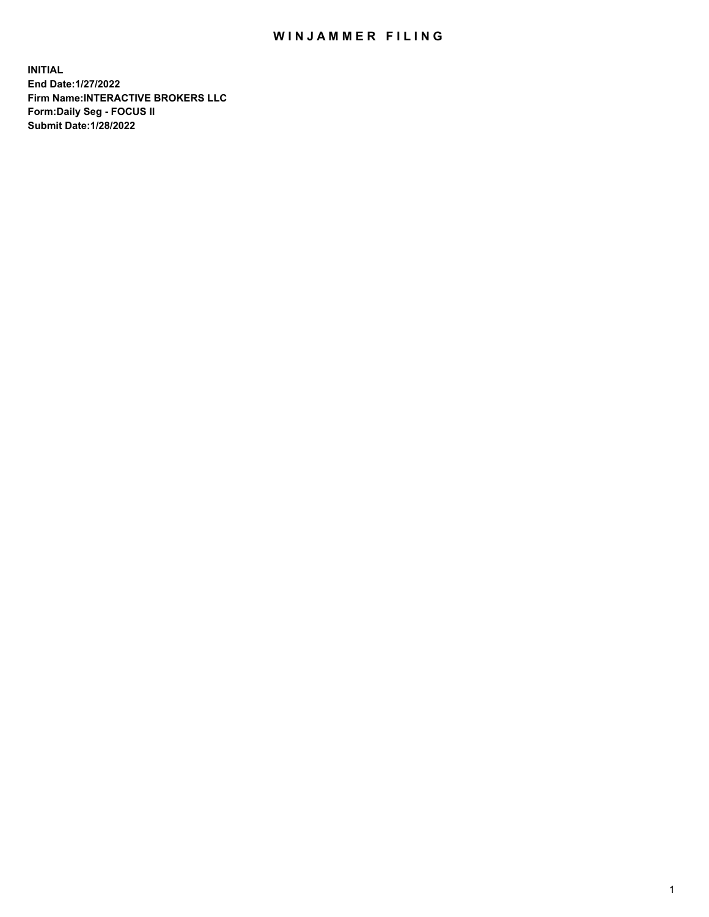# WINJAMMER FILING

**INITIAL**
**End Date:1/27/2022**
**Firm Name:INTERACTIVE BROKERS LLC**
**Form:Daily Seg - FOCUS II**
**Submit Date:1/28/2022**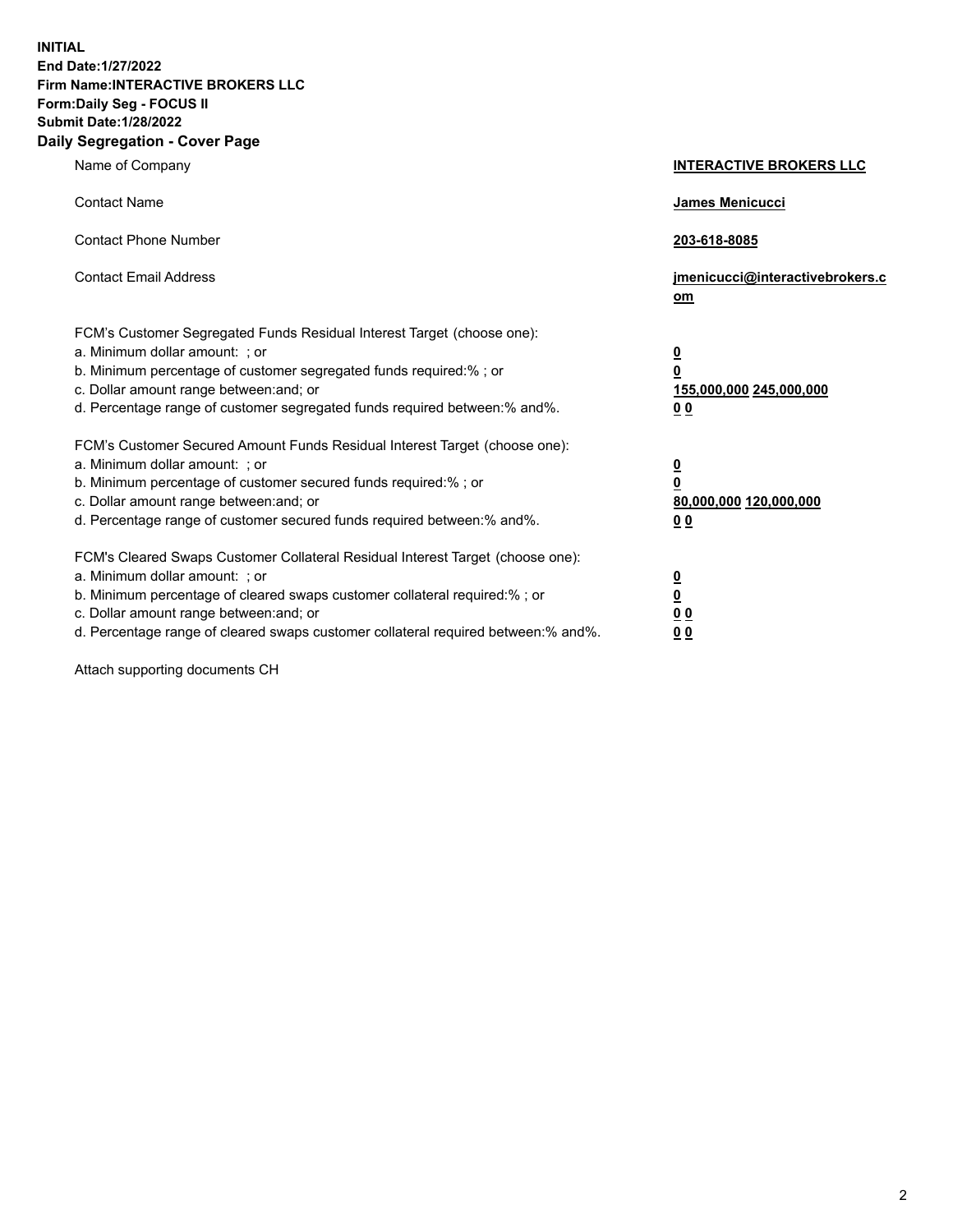**INITIAL**
**End Date:1/27/2022**
**Firm Name:INTERACTIVE BROKERS LLC**
**Form:Daily Seg - FOCUS II**
**Submit Date:1/28/2022**

## Daily Segregation - Cover Page

| | |
|---|---|
| Name of Company | **INTERACTIVE BROKERS LLC** |
| Contact Name | **James Menicucci** |
| Contact Phone Number | **203-618-8085** |
| Contact Email Address | **jmenicucci@interactivebrokers.com** |

| | |
|---|---|
| FCM's Customer Segregated Funds Residual Interest Target (choose one): | |
| a. Minimum dollar amount: ; or | **0** |
| b. Minimum percentage of customer segregated funds required:% ; or | **0** |
| c. Dollar amount range between:and; or | **155,000,000** **245,000,000** |
| d. Percentage range of customer segregated funds required between:% and%. | **0** **0** |
| FCM's Customer Secured Amount Funds Residual Interest Target (choose one): | |
| a. Minimum dollar amount: ; or | **0** |
| b. Minimum percentage of customer secured funds required:% ; or | **0** |
| c. Dollar amount range between:and; or | **80,000,000** **120,000,000** |
| d. Percentage range of customer secured funds required between:% and%. | **0** **0** |
| FCM's Cleared Swaps Customer Collateral Residual Interest Target (choose one): | |
| a. Minimum dollar amount: ; or | **0** |
| b. Minimum percentage of cleared swaps customer collateral required:% ; or | **0** |
| c. Dollar amount range between:and; or | **0** **0** |
| d. Percentage range of cleared swaps customer collateral required between:% and%. | **0** **0** |

Attach supporting documents CH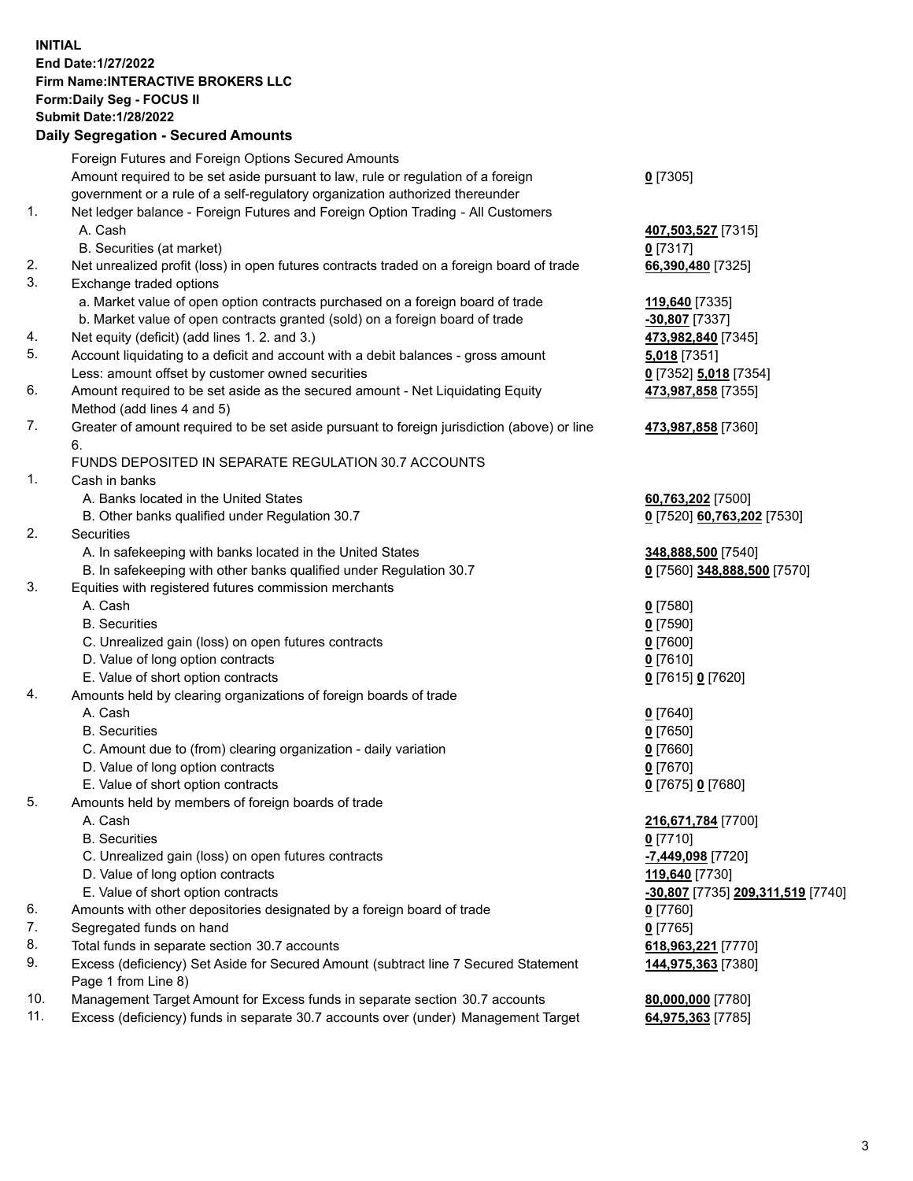**INITIAL**
**End Date:1/27/2022**
**Firm Name:INTERACTIVE BROKERS LLC**
**Form:Daily Seg - FOCUS II**
**Submit Date:1/28/2022**

## Daily Segregation - Secured Amounts

| | | |
|---|---|---|
| | Foreign Futures and Foreign Options Secured Amounts | |
| | Amount required to be set aside pursuant to law, rule or regulation of a foreign government or a rule of a self-regulatory organization authorized thereunder | **0** [7305] |
| 1. | Net ledger balance - Foreign Futures and Foreign Option Trading - All Customers | |
| | A. Cash | **407,503,527** [7315] |
| | B. Securities (at market) | **0** [7317] |
| 2. | Net unrealized profit (loss) in open futures contracts traded on a foreign board of trade | **66,390,480** [7325] |
| 3. | Exchange traded options | |
| | a. Market value of open option contracts purchased on a foreign board of trade | **119,640** [7335] |
| | b. Market value of open contracts granted (sold) on a foreign board of trade | **-30,807** [7337] |
| 4. | Net equity (deficit) (add lines 1. 2. and 3.) | **473,982,840** [7345] |
| 5. | Account liquidating to a deficit and account with a debit balances - gross amount | **5,018** [7351] |
| | Less: amount offset by customer owned securities | **0** [7352] **5,018** [7354] |
| 6. | Amount required to be set aside as the secured amount - Net Liquidating Equity Method (add lines 4 and 5) | **473,987,858** [7355] |
| 7. | Greater of amount required to be set aside pursuant to foreign jurisdiction (above) or line 6. | **473,987,858** [7360] |
| | FUNDS DEPOSITED IN SEPARATE REGULATION 30.7 ACCOUNTS | |
| 1. | Cash in banks | |
| | A. Banks located in the United States | **60,763,202** [7500] |
| | B. Other banks qualified under Regulation 30.7 | **0** [7520] **60,763,202** [7530] |
| 2. | Securities | |
| | A. In safekeeping with banks located in the United States | **348,888,500** [7540] |
| | B. In safekeeping with other banks qualified under Regulation 30.7 | **0** [7560] **348,888,500** [7570] |
| 3. | Equities with registered futures commission merchants | |
| | A. Cash | **0** [7580] |
| | B. Securities | **0** [7590] |
| | C. Unrealized gain (loss) on open futures contracts | **0** [7600] |
| | D. Value of long option contracts | **0** [7610] |
| | E. Value of short option contracts | **0** [7615] **0** [7620] |
| 4. | Amounts held by clearing organizations of foreign boards of trade | |
| | A. Cash | **0** [7640] |
| | B. Securities | **0** [7650] |
| | C. Amount due to (from) clearing organization - daily variation | **0** [7660] |
| | D. Value of long option contracts | **0** [7670] |
| | E. Value of short option contracts | **0** [7675] **0** [7680] |
| 5. | Amounts held by members of foreign boards of trade | |
| | A. Cash | **216,671,784** [7700] |
| | B. Securities | **0** [7710] |
| | C. Unrealized gain (loss) on open futures contracts | **-7,449,098** [7720] |
| | D. Value of long option contracts | **119,640** [7730] |
| | E. Value of short option contracts | **-30,807** [7735] **209,311,519** [7740] |
| 6. | Amounts with other depositories designated by a foreign board of trade | **0** [7760] |
| 7. | Segregated funds on hand | **0** [7765] |
| 8. | Total funds in separate section 30.7 accounts | **618,963,221** [7770] |
| 9. | Excess (deficiency) Set Aside for Secured Amount (subtract line 7 Secured Statement Page 1 from Line 8) | **144,975,363** [7380] |
| 10. | Management Target Amount for Excess funds in separate section 30.7 accounts | **80,000,000** [7780] |
| 11. | Excess (deficiency) funds in separate 30.7 accounts over (under) Management Target | **64,975,363** [7785] |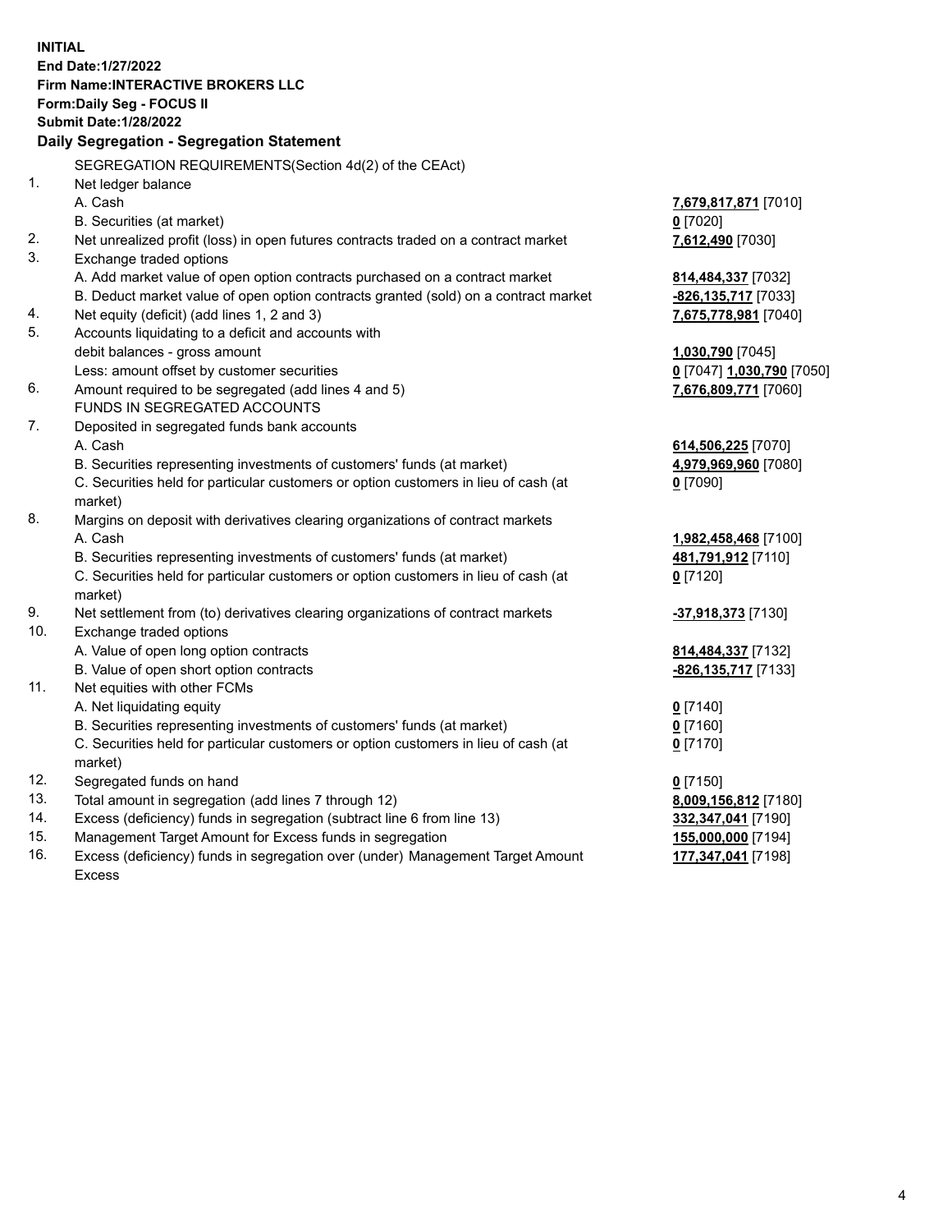**INITIAL**
**End Date:1/27/2022**
**Firm Name:INTERACTIVE BROKERS LLC**
**Form:Daily Seg - FOCUS II**
**Submit Date:1/28/2022**

## Daily Segregation - Segregation Statement

| | | |
|---|---|---|
| | SEGREGATION REQUIREMENTS(Section 4d(2) of the CEAct) | |
| 1. | Net ledger balance | |
| | A. Cash | **7,679,817,871** [7010] |
| | B. Securities (at market) | **0** [7020] |
| 2. | Net unrealized profit (loss) in open futures contracts traded on a contract market | **7,612,490** [7030] |
| 3. | Exchange traded options | |
| | A. Add market value of open option contracts purchased on a contract market | **814,484,337** [7032] |
| | B. Deduct market value of open option contracts granted (sold) on a contract market | **-826,135,717** [7033] |
| 4. | Net equity (deficit) (add lines 1, 2 and 3) | **7,675,778,981** [7040] |
| 5. | Accounts liquidating to a deficit and accounts with | |
| | debit balances - gross amount | **1,030,790** [7045] |
| | Less: amount offset by customer securities | **0** [7047] **1,030,790** [7050] |
| 6. | Amount required to be segregated (add lines 4 and 5) | **7,676,809,771** [7060] |
| | FUNDS IN SEGREGATED ACCOUNTS | |
| 7. | Deposited in segregated funds bank accounts | |
| | A. Cash | **614,506,225** [7070] |
| | B. Securities representing investments of customers' funds (at market) | **4,979,969,960** [7080] |
| | C. Securities held for particular customers or option customers in lieu of cash (at market) | **0** [7090] |
| 8. | Margins on deposit with derivatives clearing organizations of contract markets | |
| | A. Cash | **1,982,458,468** [7100] |
| | B. Securities representing investments of customers' funds (at market) | **481,791,912** [7110] |
| | C. Securities held for particular customers or option customers in lieu of cash (at market) | **0** [7120] |
| 9. | Net settlement from (to) derivatives clearing organizations of contract markets | **-37,918,373** [7130] |
| 10. | Exchange traded options | |
| | A. Value of open long option contracts | **814,484,337** [7132] |
| | B. Value of open short option contracts | **-826,135,717** [7133] |
| 11. | Net equities with other FCMs | |
| | A. Net liquidating equity | **0** [7140] |
| | B. Securities representing investments of customers' funds (at market) | **0** [7160] |
| | C. Securities held for particular customers or option customers in lieu of cash (at market) | **0** [7170] |
| 12. | Segregated funds on hand | **0** [7150] |
| 13. | Total amount in segregation (add lines 7 through 12) | **8,009,156,812** [7180] |
| 14. | Excess (deficiency) funds in segregation (subtract line 6 from line 13) | **332,347,041** [7190] |
| 15. | Management Target Amount for Excess funds in segregation | **155,000,000** [7194] |
| 16. | Excess (deficiency) funds in segregation over (under) Management Target Amount Excess | **177,347,041** [7198] |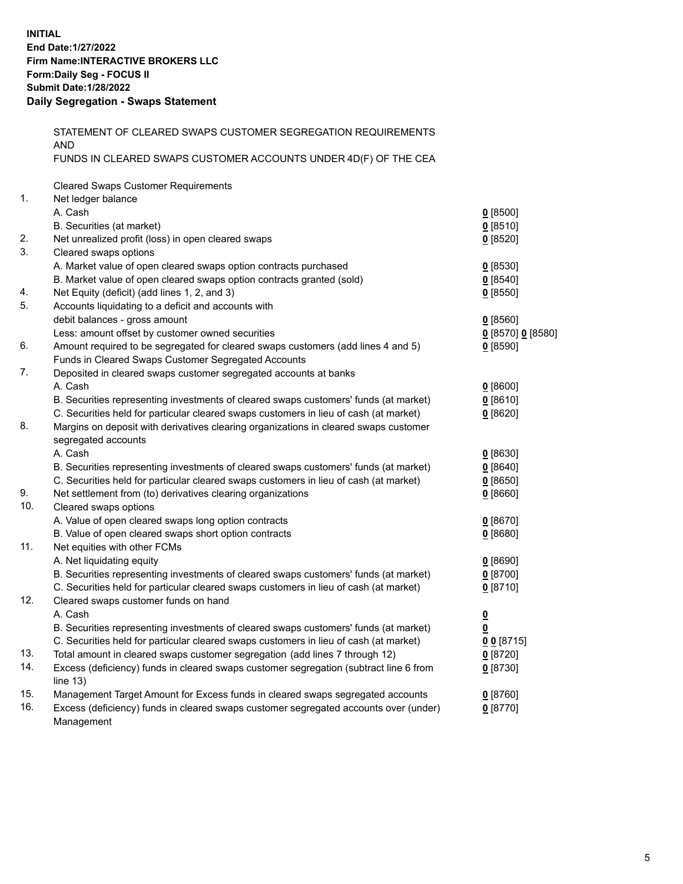**INITIAL**
**End Date:1/27/2022**
**Firm Name:INTERACTIVE BROKERS LLC**
**Form:Daily Seg - FOCUS II**
**Submit Date:1/28/2022**
**Daily Segregation - Swaps Statement**

STATEMENT OF CLEARED SWAPS CUSTOMER SEGREGATION REQUIREMENTS AND FUNDS IN CLEARED SWAPS CUSTOMER ACCOUNTS UNDER 4D(F) OF THE CEA

| | | |
|---|---|---|
| | Cleared Swaps Customer Requirements | |
| 1. | Net ledger balance | |
| | A. Cash | 0 [8500] |
| | B. Securities (at market) | 0 [8510] |
| 2. | Net unrealized profit (loss) in open cleared swaps | 0 [8520] |
| 3. | Cleared swaps options | |
| | A. Market value of open cleared swaps option contracts purchased | 0 [8530] |
| | B. Market value of open cleared swaps option contracts granted (sold) | 0 [8540] |
| 4. | Net Equity (deficit) (add lines 1, 2, and 3) | 0 [8550] |
| 5. | Accounts liquidating to a deficit and accounts with debit balances - gross amount | 0 [8560] |
| | Less: amount offset by customer owned securities | 0 [8570] 0 [8580] |
| 6. | Amount required to be segregated for cleared swaps customers (add lines 4 and 5) | 0 [8590] |
| | Funds in Cleared Swaps Customer Segregated Accounts | |
| 7. | Deposited in cleared swaps customer segregated accounts at banks | |
| | A. Cash | 0 [8600] |
| | B. Securities representing investments of cleared swaps customers' funds (at market) | 0 [8610] |
| | C. Securities held for particular cleared swaps customers in lieu of cash (at market) | 0 [8620] |
| 8. | Margins on deposit with derivatives clearing organizations in cleared swaps customer segregated accounts | |
| | A. Cash | 0 [8630] |
| | B. Securities representing investments of cleared swaps customers' funds (at market) | 0 [8640] |
| | C. Securities held for particular cleared swaps customers in lieu of cash (at market) | 0 [8650] |
| 9. | Net settlement from (to) derivatives clearing organizations | 0 [8660] |
| 10. | Cleared swaps options | |
| | A. Value of open cleared swaps long option contracts | 0 [8670] |
| | B. Value of open cleared swaps short option contracts | 0 [8680] |
| 11. | Net equities with other FCMs | |
| | A. Net liquidating equity | 0 [8690] |
| | B. Securities representing investments of cleared swaps customers' funds (at market) | 0 [8700] |
| | C. Securities held for particular cleared swaps customers in lieu of cash (at market) | 0 [8710] |
| 12. | Cleared swaps customer funds on hand | |
| | A. Cash | 0 |
| | B. Securities representing investments of cleared swaps customers' funds (at market) | 0 |
| | C. Securities held for particular cleared swaps customers in lieu of cash (at market) | 0 0 [8715] |
| 13. | Total amount in cleared swaps customer segregation (add lines 7 through 12) | 0 [8720] |
| 14. | Excess (deficiency) funds in cleared swaps customer segregation (subtract line 6 from line 13) | 0 [8730] |
| 15. | Management Target Amount for Excess funds in cleared swaps segregated accounts | 0 [8760] |
| 16. | Excess (deficiency) funds in cleared swaps customer segregated accounts over (under) Management | 0 [8770] |